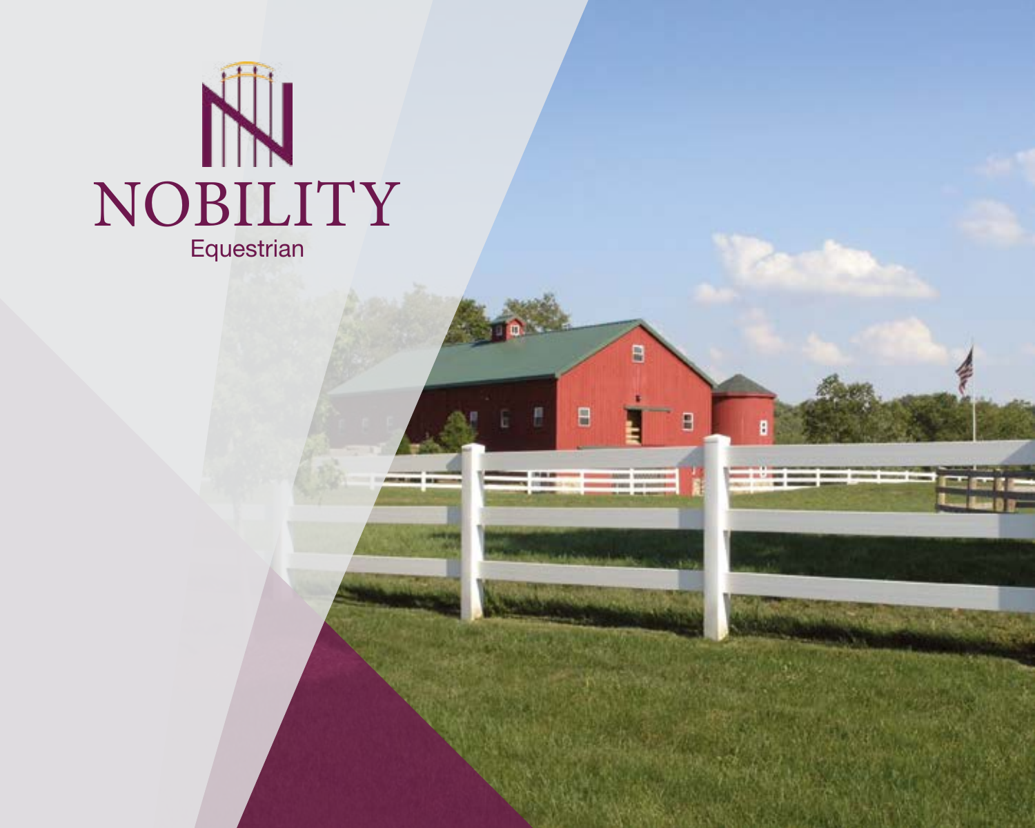# NOBILITY

Equestrian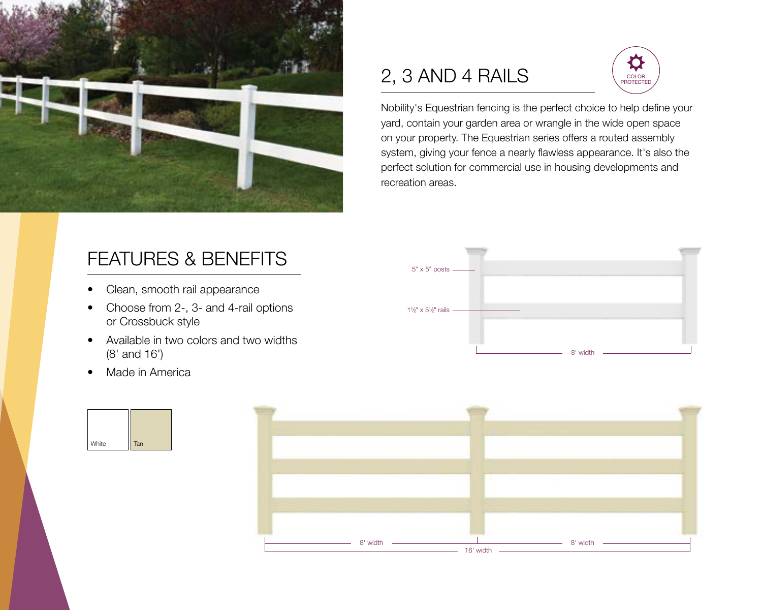## 2, 3 AND 4 RAILS

COLOR PROTECTED

Nobility's Equestrian fencing is the perfect choice to help define your yard, contain your garden area or wrangle in the wide open space on your property. The Equestrian series offers a routed assembly system, giving your fence a nearly flawless appearance. It's also the perfect solution for commercial use in housing developments and recreation areas.

## FEATURES & BENEFITS

- Clean, smooth rail appearance
- Choose from 2-, 3- and 4-rail options or Crossbuck style
- Available in two colors and two widths (8' and 16')
- Made in America

White

Tan

5" x 5" posts

1½" x 5½" rails

8' width

8' width

8' width

16' width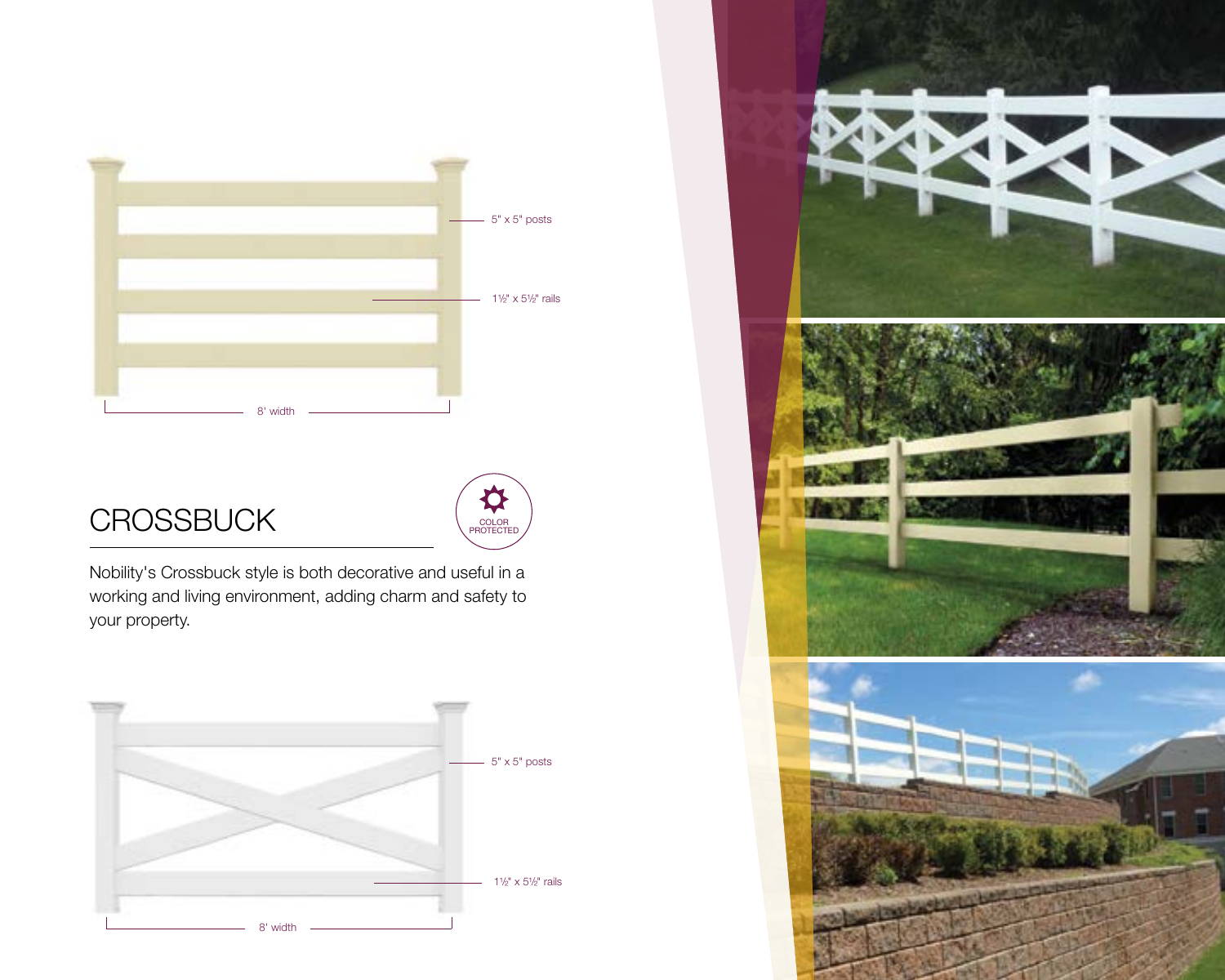5" x 5" posts

1½" x 5½" rails

8' width

## CROSSBUCK

COLOR PROTECTED

Nobility's Crossbuck style is both decorative and useful in a working and living environment, adding charm and safety to your property.

5" x 5" posts

1½" x 5½" rails

8' width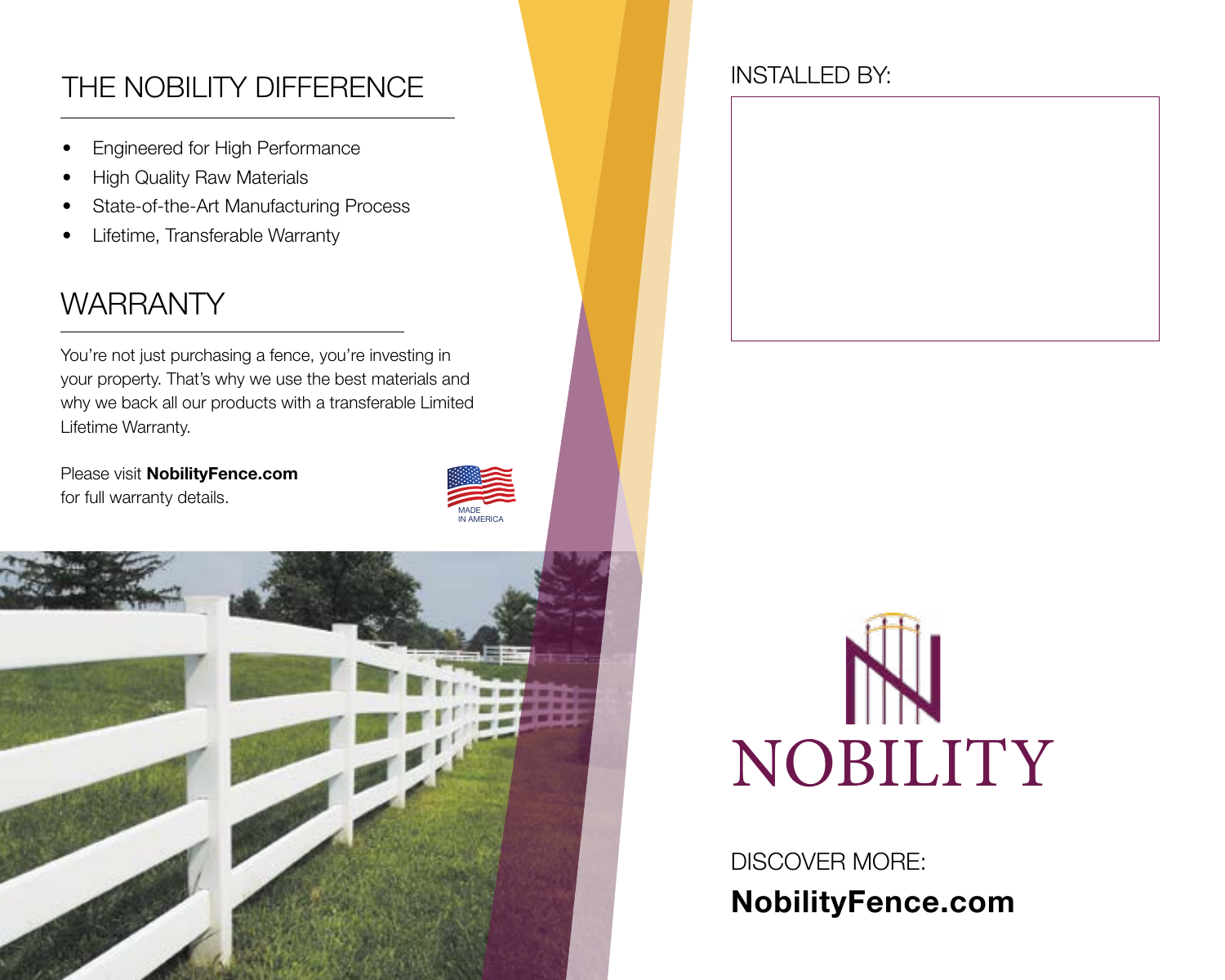## THE NOBILITY DIFFERENCE

- Engineered for High Performance
- High Quality Raw Materials
- State-of-the-Art Manufacturing Process
- Lifetime, Transferable Warranty

## WARRANTY

You're not just purchasing a fence, you're investing in your property. That's why we use the best materials and why we back all our products with a transferable Limited Lifetime Warranty.

Please visit **NobilityFence.com** for full warranty details.

MADE IN AMERICA

INSTALLED BY:

NOBILITY

DISCOVER MORE:

**NobilityFence.com**